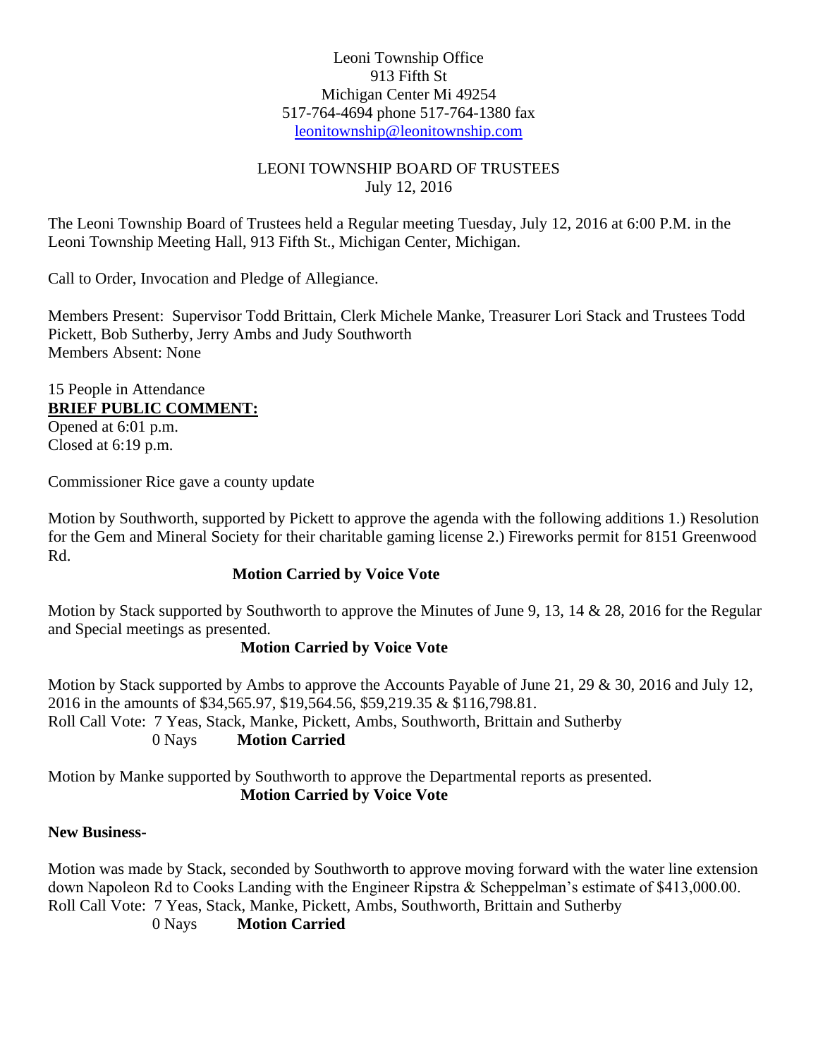Leoni Township Office
913 Fifth St
Michigan Center Mi 49254
517-764-4694 phone 517-764-1380 fax
leonitownship@leonitownship.com

# LEONI TOWNSHIP BOARD OF TRUSTEES
July 12, 2016

The Leoni Township Board of Trustees held a Regular meeting Tuesday, July 12, 2016 at 6:00 P.M. in the Leoni Township Meeting Hall, 913 Fifth St., Michigan Center, Michigan.

Call to Order, Invocation and Pledge of Allegiance.

Members Present: Supervisor Todd Brittain, Clerk Michele Manke, Treasurer Lori Stack and Trustees Todd Pickett, Bob Sutherby, Jerry Ambs and Judy Southworth
Members Absent: None

15 People in Attendance

**BRIEF PUBLIC COMMENT:**

Opened at 6:01 p.m.
Closed at 6:19 p.m.

Commissioner Rice gave a county update

Motion by Southworth, supported by Pickett to approve the agenda with the following additions 1.) Resolution for the Gem and Mineral Society for their charitable gaming license 2.) Fireworks permit for 8151 Greenwood Rd.

**Motion Carried by Voice Vote**

Motion by Stack supported by Southworth to approve the Minutes of June 9, 13, 14 & 28, 2016 for the Regular and Special meetings as presented.

**Motion Carried by Voice Vote**

Motion by Stack supported by Ambs to approve the Accounts Payable of June 21, 29 & 30, 2016 and July 12, 2016 in the amounts of $34,565.97, $19,564.56, $59,219.35 & $116,798.81.
Roll Call Vote: 7 Yeas, Stack, Manke, Pickett, Ambs, Southworth, Brittain and Sutherby
0 Nays **Motion Carried**

Motion by Manke supported by Southworth to approve the Departmental reports as presented.

**Motion Carried by Voice Vote**

**New Business-**

Motion was made by Stack, seconded by Southworth to approve moving forward with the water line extension down Napoleon Rd to Cooks Landing with the Engineer Ripstra & Scheppelman's estimate of $413,000.00.
Roll Call Vote: 7 Yeas, Stack, Manke, Pickett, Ambs, Southworth, Brittain and Sutherby
0 Nays **Motion Carried**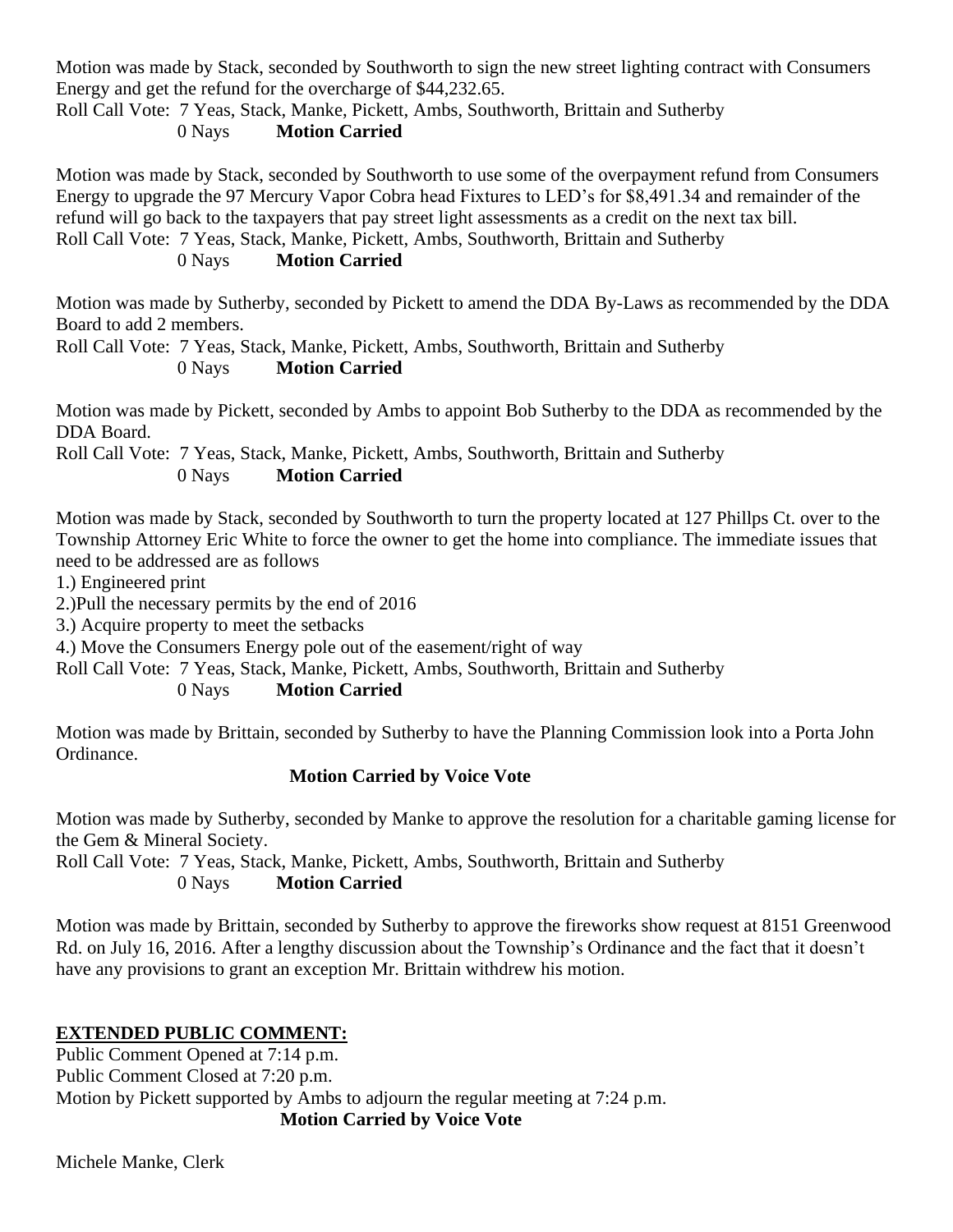Motion was made by Stack, seconded by Southworth to sign the new street lighting contract with Consumers Energy and get the refund for the overcharge of $44,232.65.

Roll Call Vote: 7 Yeas, Stack, Manke, Pickett, Ambs, Southworth, Brittain and Sutherby
0 Nays **Motion Carried**

Motion was made by Stack, seconded by Southworth to use some of the overpayment refund from Consumers Energy to upgrade the 97 Mercury Vapor Cobra head Fixtures to LED's for $8,491.34 and remainder of the refund will go back to the taxpayers that pay street light assessments as a credit on the next tax bill.

Roll Call Vote: 7 Yeas, Stack, Manke, Pickett, Ambs, Southworth, Brittain and Sutherby
0 Nays **Motion Carried**

Motion was made by Sutherby, seconded by Pickett to amend the DDA By-Laws as recommended by the DDA Board to add 2 members.

Roll Call Vote: 7 Yeas, Stack, Manke, Pickett, Ambs, Southworth, Brittain and Sutherby
0 Nays **Motion Carried**

Motion was made by Pickett, seconded by Ambs to appoint Bob Sutherby to the DDA as recommended by the DDA Board.

Roll Call Vote: 7 Yeas, Stack, Manke, Pickett, Ambs, Southworth, Brittain and Sutherby
0 Nays **Motion Carried**

Motion was made by Stack, seconded by Southworth to turn the property located at 127 Phillps Ct. over to the Township Attorney Eric White to force the owner to get the home into compliance. The immediate issues that need to be addressed are as follows

1.) Engineered print
2.)Pull the necessary permits by the end of 2016
3.) Acquire property to meet the setbacks
4.) Move the Consumers Energy pole out of the easement/right of way

Roll Call Vote: 7 Yeas, Stack, Manke, Pickett, Ambs, Southworth, Brittain and Sutherby
0 Nays **Motion Carried**

Motion was made by Brittain, seconded by Sutherby to have the Planning Commission look into a Porta John Ordinance.

**Motion Carried by Voice Vote**

Motion was made by Sutherby, seconded by Manke to approve the resolution for a charitable gaming license for the Gem & Mineral Society.

Roll Call Vote: 7 Yeas, Stack, Manke, Pickett, Ambs, Southworth, Brittain and Sutherby
0 Nays **Motion Carried**

Motion was made by Brittain, seconded by Sutherby to approve the fireworks show request at 8151 Greenwood Rd. on July 16, 2016. After a lengthy discussion about the Township's Ordinance and the fact that it doesn't have any provisions to grant an exception Mr. Brittain withdrew his motion.

## EXTENDED PUBLIC COMMENT:

Public Comment Opened at 7:14 p.m.
Public Comment Closed at 7:20 p.m.
Motion by Pickett supported by Ambs to adjourn the regular meeting at 7:24 p.m.

**Motion Carried by Voice Vote**

Michele Manke, Clerk